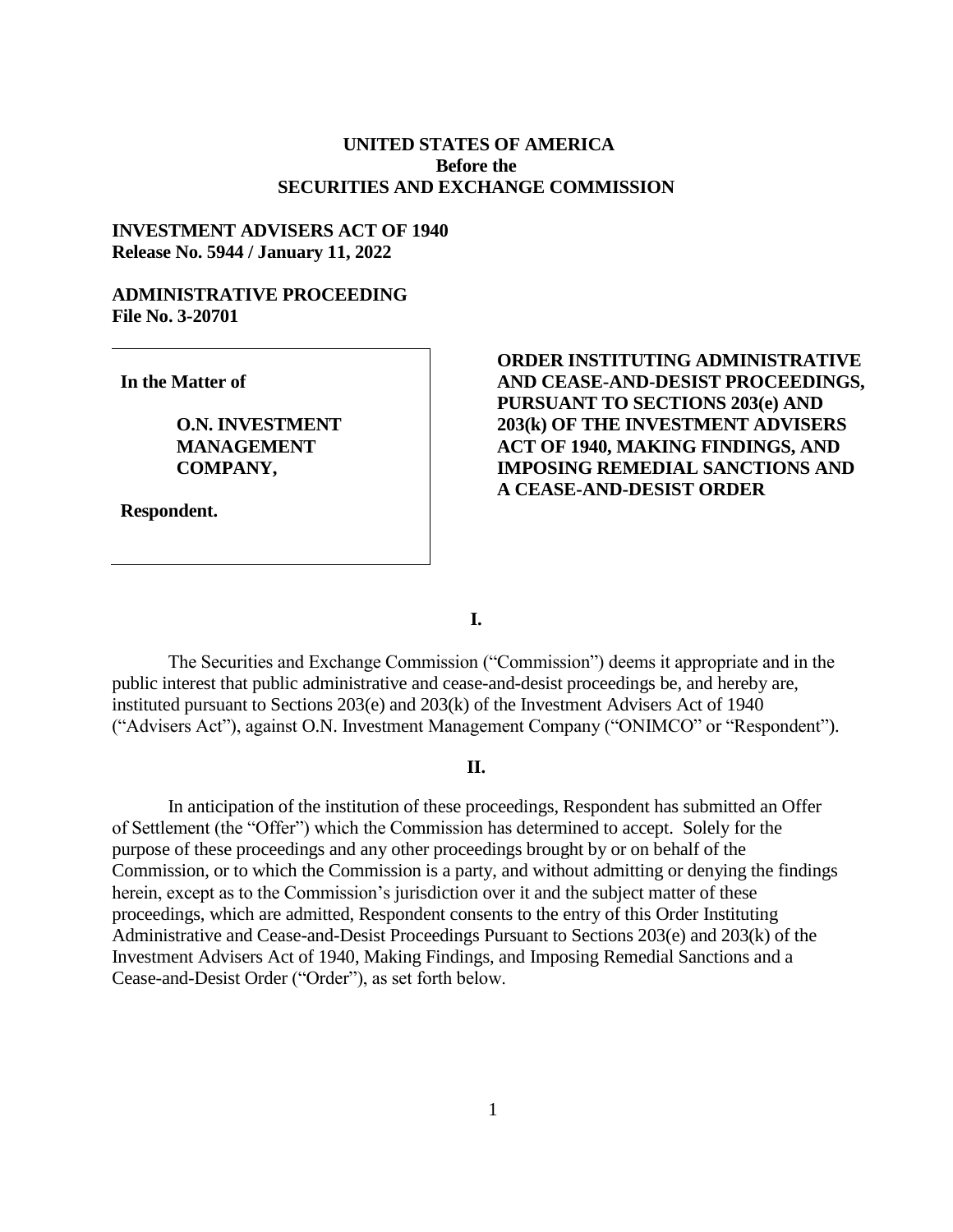**UNITED STATES OF AMERICA**
**Before the**
**SECURITIES AND EXCHANGE COMMISSION**

**INVESTMENT ADVISERS ACT OF 1940**
**Release No. 5944 / January 11, 2022**

**ADMINISTRATIVE PROCEEDING**
**File No. 3-20701**

**In the Matter of**

**O.N. INVESTMENT MANAGEMENT COMPANY,**

**Respondent.**

**ORDER INSTITUTING ADMINISTRATIVE AND CEASE-AND-DESIST PROCEEDINGS, PURSUANT TO SECTIONS 203(e) AND 203(k) OF THE INVESTMENT ADVISERS ACT OF 1940, MAKING FINDINGS, AND IMPOSING REMEDIAL SANCTIONS AND A CEASE-AND-DESIST ORDER**

**I.**

The Securities and Exchange Commission ("Commission") deems it appropriate and in the public interest that public administrative and cease-and-desist proceedings be, and hereby are, instituted pursuant to Sections 203(e) and 203(k) of the Investment Advisers Act of 1940 ("Advisers Act"), against O.N. Investment Management Company ("ONIMCO" or "Respondent").

**II.**

In anticipation of the institution of these proceedings, Respondent has submitted an Offer of Settlement (the "Offer") which the Commission has determined to accept. Solely for the purpose of these proceedings and any other proceedings brought by or on behalf of the Commission, or to which the Commission is a party, and without admitting or denying the findings herein, except as to the Commission's jurisdiction over it and the subject matter of these proceedings, which are admitted, Respondent consents to the entry of this Order Instituting Administrative and Cease-and-Desist Proceedings Pursuant to Sections 203(e) and 203(k) of the Investment Advisers Act of 1940, Making Findings, and Imposing Remedial Sanctions and a Cease-and-Desist Order ("Order"), as set forth below.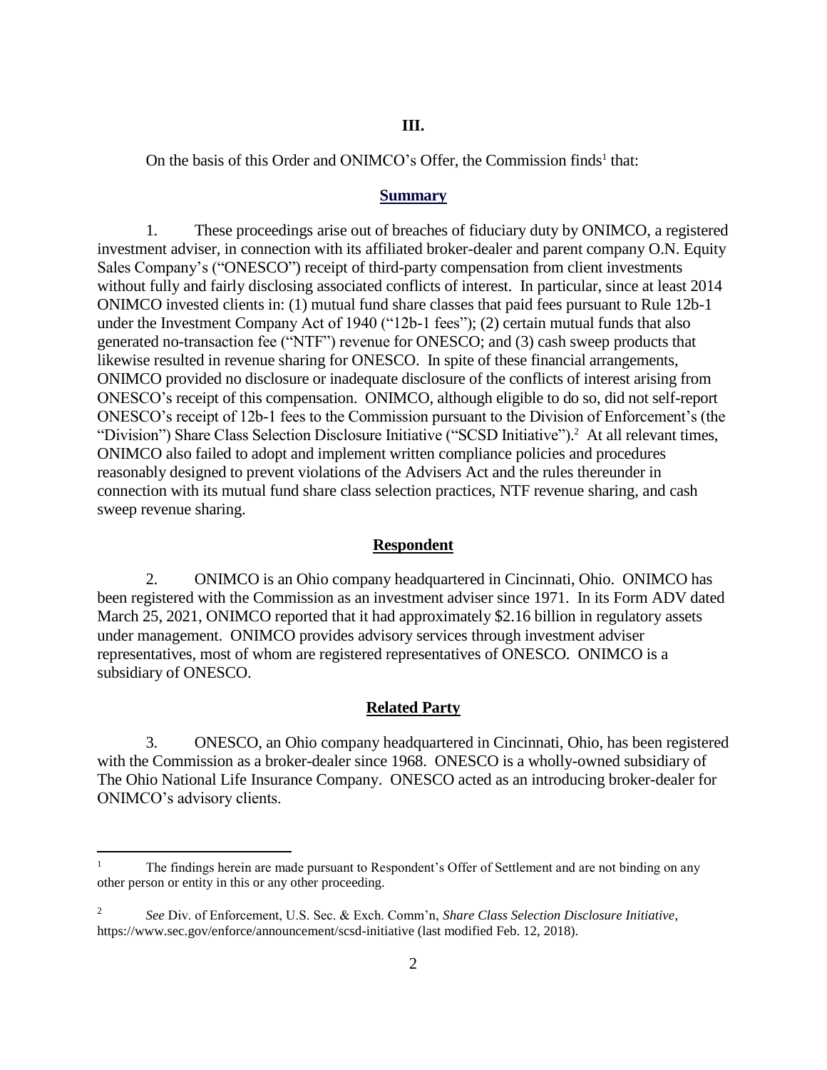## III.

On the basis of this Order and ONIMCO's Offer, the Commission finds[1] that:

### Summary

1. These proceedings arise out of breaches of fiduciary duty by ONIMCO, a registered investment adviser, in connection with its affiliated broker-dealer and parent company O.N. Equity Sales Company's ("ONESCO") receipt of third-party compensation from client investments without fully and fairly disclosing associated conflicts of interest. In particular, since at least 2014 ONIMCO invested clients in: (1) mutual fund share classes that paid fees pursuant to Rule 12b-1 under the Investment Company Act of 1940 ("12b-1 fees"); (2) certain mutual funds that also generated no-transaction fee ("NTF") revenue for ONESCO; and (3) cash sweep products that likewise resulted in revenue sharing for ONESCO. In spite of these financial arrangements, ONIMCO provided no disclosure or inadequate disclosure of the conflicts of interest arising from ONESCO's receipt of this compensation. ONIMCO, although eligible to do so, did not self-report ONESCO's receipt of 12b-1 fees to the Commission pursuant to the Division of Enforcement's (the "Division") Share Class Selection Disclosure Initiative ("SCSD Initiative").[2] At all relevant times, ONIMCO also failed to adopt and implement written compliance policies and procedures reasonably designed to prevent violations of the Advisers Act and the rules thereunder in connection with its mutual fund share class selection practices, NTF revenue sharing, and cash sweep revenue sharing.

### Respondent

2. ONIMCO is an Ohio company headquartered in Cincinnati, Ohio. ONIMCO has been registered with the Commission as an investment adviser since 1971. In its Form ADV dated March 25, 2021, ONIMCO reported that it had approximately $2.16 billion in regulatory assets under management. ONIMCO provides advisory services through investment adviser representatives, most of whom are registered representatives of ONESCO. ONIMCO is a subsidiary of ONESCO.

### Related Party

3. ONESCO, an Ohio company headquartered in Cincinnati, Ohio, has been registered with the Commission as a broker-dealer since 1968. ONESCO is a wholly-owned subsidiary of The Ohio National Life Insurance Company. ONESCO acted as an introducing broker-dealer for ONIMCO's advisory clients.

---

[1] The findings herein are made pursuant to Respondent's Offer of Settlement and are not binding on any other person or entity in this or any other proceeding.

[2] *See* Div. of Enforcement, U.S. Sec. & Exch. Comm'n, *Share Class Selection Disclosure Initiative*, https://www.sec.gov/enforce/announcement/scsd-initiative (last modified Feb. 12, 2018).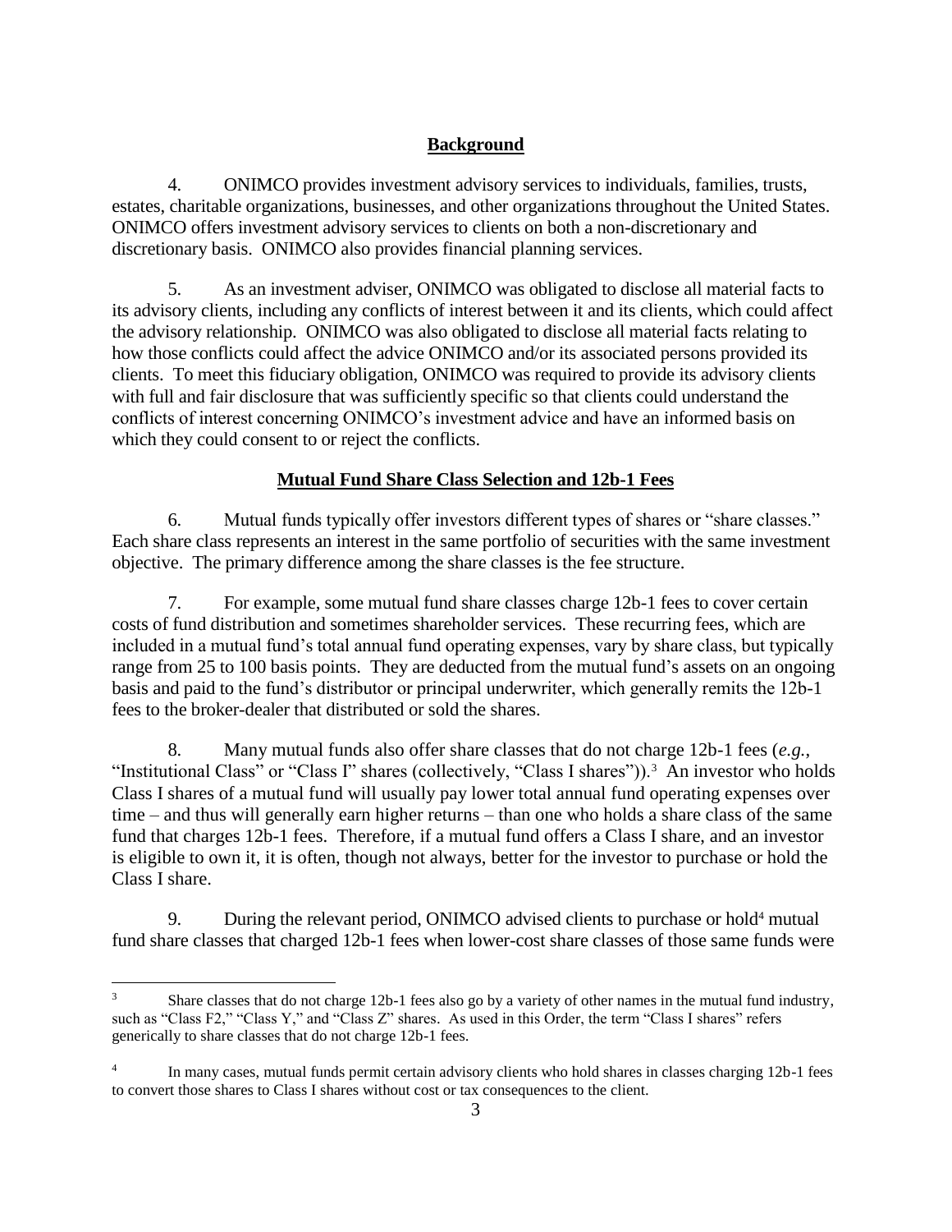## Background

4. ONIMCO provides investment advisory services to individuals, families, trusts, estates, charitable organizations, businesses, and other organizations throughout the United States. ONIMCO offers investment advisory services to clients on both a non-discretionary and discretionary basis. ONIMCO also provides financial planning services.

5. As an investment adviser, ONIMCO was obligated to disclose all material facts to its advisory clients, including any conflicts of interest between it and its clients, which could affect the advisory relationship. ONIMCO was also obligated to disclose all material facts relating to how those conflicts could affect the advice ONIMCO and/or its associated persons provided its clients. To meet this fiduciary obligation, ONIMCO was required to provide its advisory clients with full and fair disclosure that was sufficiently specific so that clients could understand the conflicts of interest concerning ONIMCO's investment advice and have an informed basis on which they could consent to or reject the conflicts.

## Mutual Fund Share Class Selection and 12b-1 Fees

6. Mutual funds typically offer investors different types of shares or "share classes." Each share class represents an interest in the same portfolio of securities with the same investment objective. The primary difference among the share classes is the fee structure.

7. For example, some mutual fund share classes charge 12b-1 fees to cover certain costs of fund distribution and sometimes shareholder services. These recurring fees, which are included in a mutual fund's total annual fund operating expenses, vary by share class, but typically range from 25 to 100 basis points. They are deducted from the mutual fund's assets on an ongoing basis and paid to the fund's distributor or principal underwriter, which generally remits the 12b-1 fees to the broker-dealer that distributed or sold the shares.

8. Many mutual funds also offer share classes that do not charge 12b-1 fees (*e.g.*, "Institutional Class" or "Class I" shares (collectively, "Class I shares")).[3] An investor who holds Class I shares of a mutual fund will usually pay lower total annual fund operating expenses over time – and thus will generally earn higher returns – than one who holds a share class of the same fund that charges 12b-1 fees. Therefore, if a mutual fund offers a Class I share, and an investor is eligible to own it, it is often, though not always, better for the investor to purchase or hold the Class I share.

9. During the relevant period, ONIMCO advised clients to purchase or hold[4] mutual fund share classes that charged 12b-1 fees when lower-cost share classes of those same funds were

---

[3] Share classes that do not charge 12b-1 fees also go by a variety of other names in the mutual fund industry, such as "Class F2," "Class Y," and "Class Z" shares. As used in this Order, the term "Class I shares" refers generically to share classes that do not charge 12b-1 fees.

[4] In many cases, mutual funds permit certain advisory clients who hold shares in classes charging 12b-1 fees to convert those shares to Class I shares without cost or tax consequences to the client.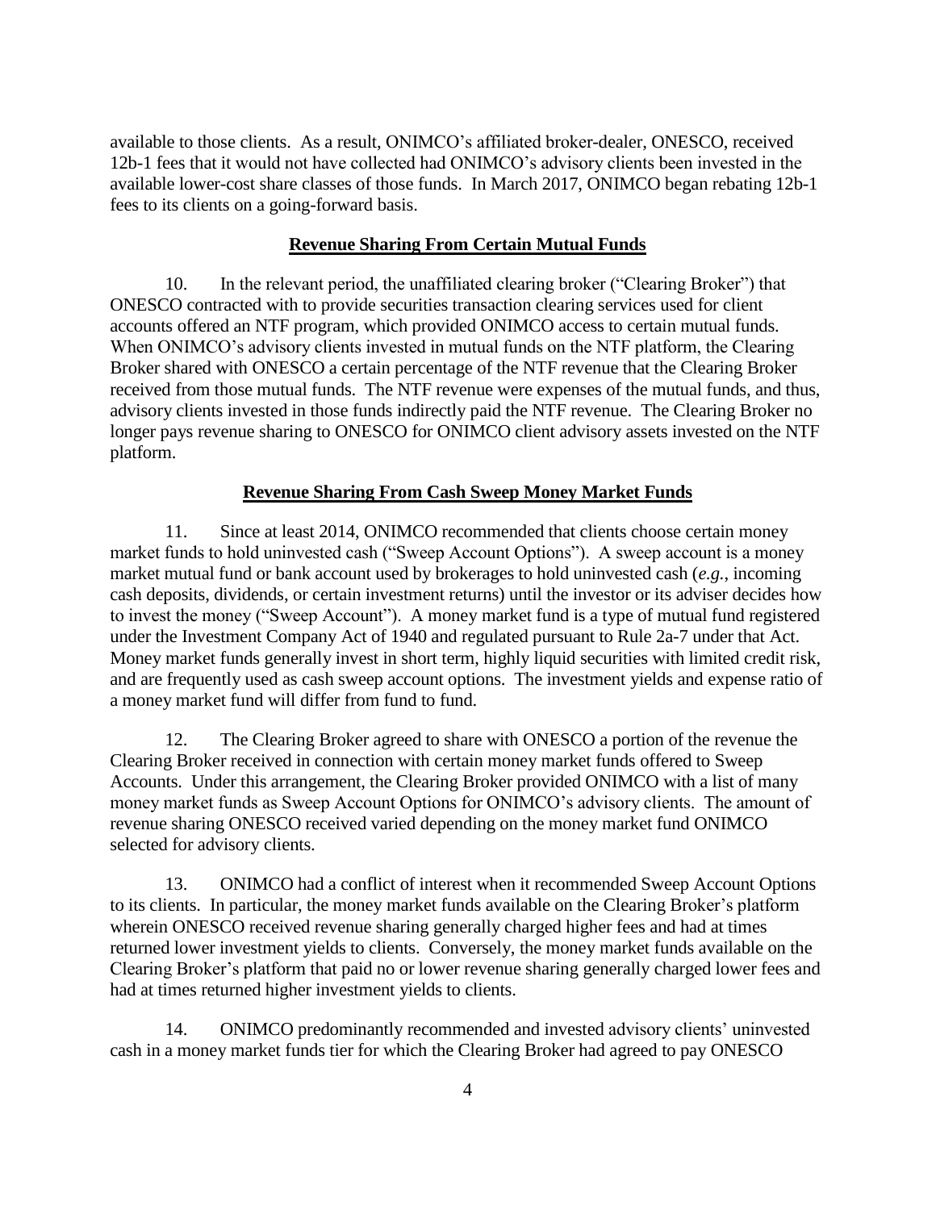available to those clients. As a result, ONIMCO's affiliated broker-dealer, ONESCO, received 12b-1 fees that it would not have collected had ONIMCO's advisory clients been invested in the available lower-cost share classes of those funds. In March 2017, ONIMCO began rebating 12b-1 fees to its clients on a going-forward basis.

## Revenue Sharing From Certain Mutual Funds

10. In the relevant period, the unaffiliated clearing broker ("Clearing Broker") that ONESCO contracted with to provide securities transaction clearing services used for client accounts offered an NTF program, which provided ONIMCO access to certain mutual funds. When ONIMCO's advisory clients invested in mutual funds on the NTF platform, the Clearing Broker shared with ONESCO a certain percentage of the NTF revenue that the Clearing Broker received from those mutual funds. The NTF revenue were expenses of the mutual funds, and thus, advisory clients invested in those funds indirectly paid the NTF revenue. The Clearing Broker no longer pays revenue sharing to ONESCO for ONIMCO client advisory assets invested on the NTF platform.

## Revenue Sharing From Cash Sweep Money Market Funds

11. Since at least 2014, ONIMCO recommended that clients choose certain money market funds to hold uninvested cash ("Sweep Account Options"). A sweep account is a money market mutual fund or bank account used by brokerages to hold uninvested cash (*e.g.*, incoming cash deposits, dividends, or certain investment returns) until the investor or its adviser decides how to invest the money ("Sweep Account"). A money market fund is a type of mutual fund registered under the Investment Company Act of 1940 and regulated pursuant to Rule 2a-7 under that Act. Money market funds generally invest in short term, highly liquid securities with limited credit risk, and are frequently used as cash sweep account options. The investment yields and expense ratio of a money market fund will differ from fund to fund.

12. The Clearing Broker agreed to share with ONESCO a portion of the revenue the Clearing Broker received in connection with certain money market funds offered to Sweep Accounts. Under this arrangement, the Clearing Broker provided ONIMCO with a list of many money market funds as Sweep Account Options for ONIMCO's advisory clients. The amount of revenue sharing ONESCO received varied depending on the money market fund ONIMCO selected for advisory clients.

13. ONIMCO had a conflict of interest when it recommended Sweep Account Options to its clients. In particular, the money market funds available on the Clearing Broker's platform wherein ONESCO received revenue sharing generally charged higher fees and had at times returned lower investment yields to clients. Conversely, the money market funds available on the Clearing Broker's platform that paid no or lower revenue sharing generally charged lower fees and had at times returned higher investment yields to clients.

14. ONIMCO predominantly recommended and invested advisory clients' uninvested cash in a money market funds tier for which the Clearing Broker had agreed to pay ONESCO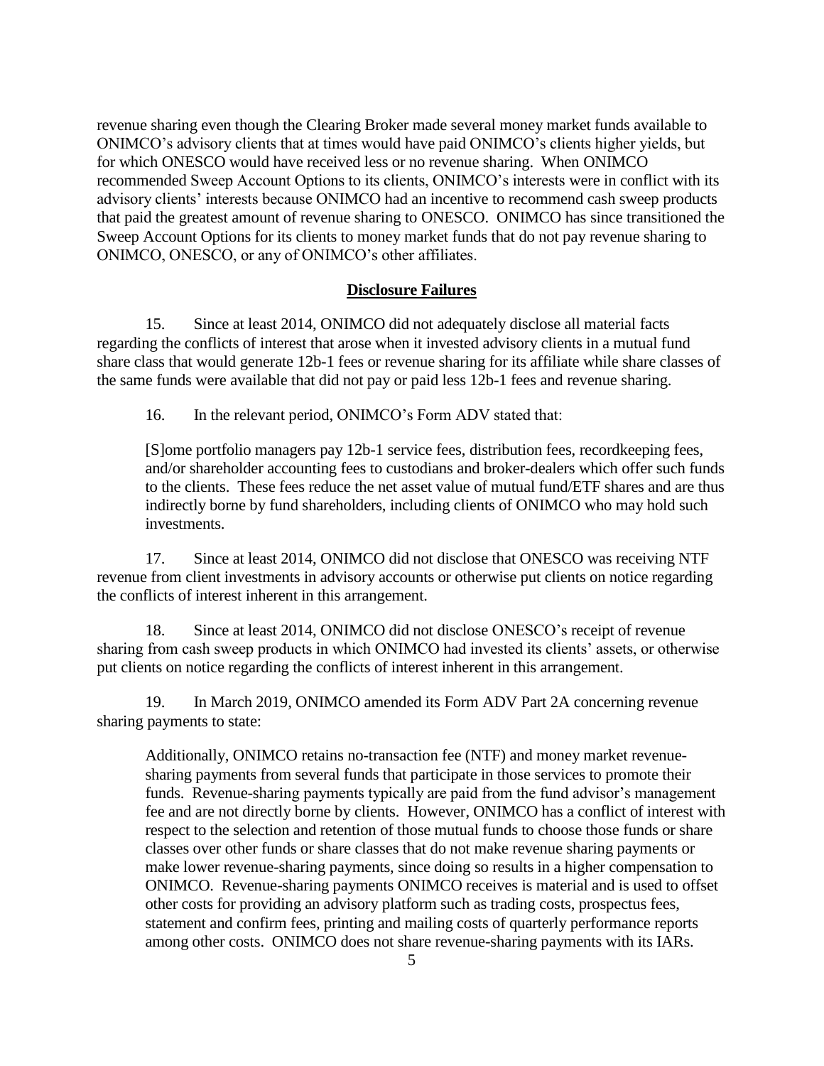revenue sharing even though the Clearing Broker made several money market funds available to ONIMCO's advisory clients that at times would have paid ONIMCO's clients higher yields, but for which ONESCO would have received less or no revenue sharing. When ONIMCO recommended Sweep Account Options to its clients, ONIMCO's interests were in conflict with its advisory clients' interests because ONIMCO had an incentive to recommend cash sweep products that paid the greatest amount of revenue sharing to ONESCO. ONIMCO has since transitioned the Sweep Account Options for its clients to money market funds that do not pay revenue sharing to ONIMCO, ONESCO, or any of ONIMCO's other affiliates.

## **Disclosure Failures**

15. Since at least 2014, ONIMCO did not adequately disclose all material facts regarding the conflicts of interest that arose when it invested advisory clients in a mutual fund share class that would generate 12b-1 fees or revenue sharing for its affiliate while share classes of the same funds were available that did not pay or paid less 12b-1 fees and revenue sharing.

16. In the relevant period, ONIMCO's Form ADV stated that:

> [S]ome portfolio managers pay 12b-1 service fees, distribution fees, recordkeeping fees, and/or shareholder accounting fees to custodians and broker-dealers which offer such funds to the clients. These fees reduce the net asset value of mutual fund/ETF shares and are thus indirectly borne by fund shareholders, including clients of ONIMCO who may hold such investments.

17. Since at least 2014, ONIMCO did not disclose that ONESCO was receiving NTF revenue from client investments in advisory accounts or otherwise put clients on notice regarding the conflicts of interest inherent in this arrangement.

18. Since at least 2014, ONIMCO did not disclose ONESCO's receipt of revenue sharing from cash sweep products in which ONIMCO had invested its clients' assets, or otherwise put clients on notice regarding the conflicts of interest inherent in this arrangement.

19. In March 2019, ONIMCO amended its Form ADV Part 2A concerning revenue sharing payments to state:

> Additionally, ONIMCO retains no-transaction fee (NTF) and money market revenue-sharing payments from several funds that participate in those services to promote their funds. Revenue-sharing payments typically are paid from the fund advisor's management fee and are not directly borne by clients. However, ONIMCO has a conflict of interest with respect to the selection and retention of those mutual funds to choose those funds or share classes over other funds or share classes that do not make revenue sharing payments or make lower revenue-sharing payments, since doing so results in a higher compensation to ONIMCO. Revenue-sharing payments ONIMCO receives is material and is used to offset other costs for providing an advisory platform such as trading costs, prospectus fees, statement and confirm fees, printing and mailing costs of quarterly performance reports among other costs. ONIMCO does not share revenue-sharing payments with its IARs.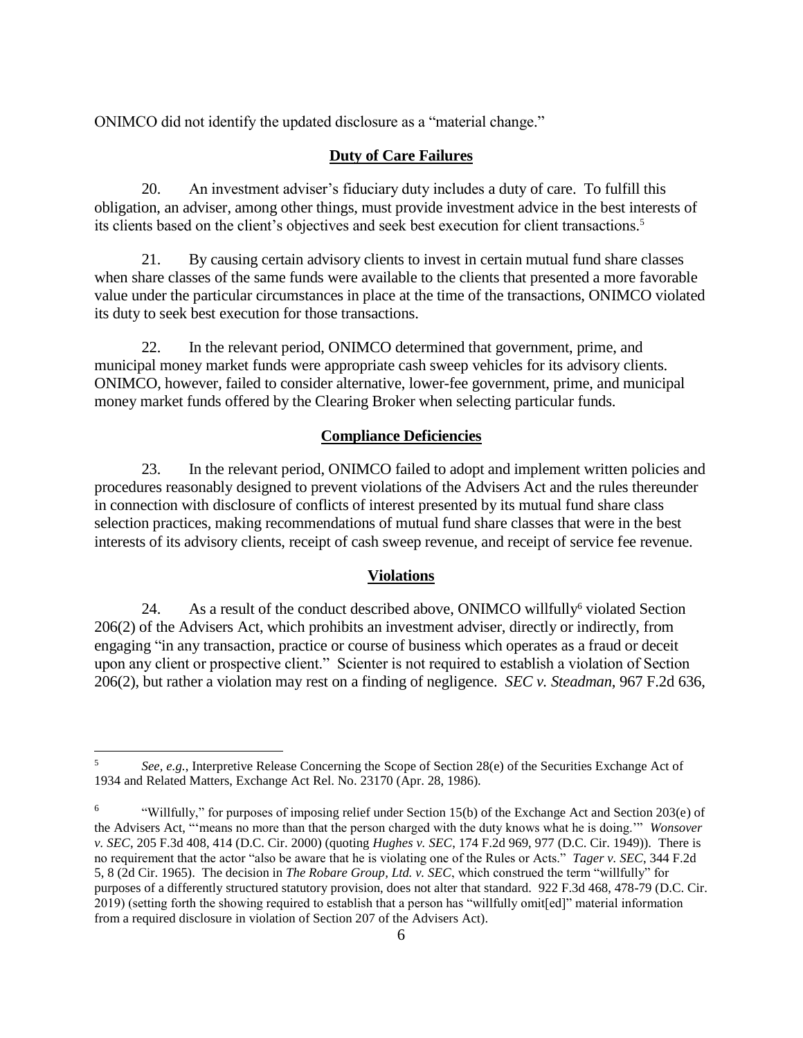ONIMCO did not identify the updated disclosure as a "material change."

## Duty of Care Failures

20. An investment adviser's fiduciary duty includes a duty of care. To fulfill this obligation, an adviser, among other things, must provide investment advice in the best interests of its clients based on the client's objectives and seek best execution for client transactions.[5]

21. By causing certain advisory clients to invest in certain mutual fund share classes when share classes of the same funds were available to the clients that presented a more favorable value under the particular circumstances in place at the time of the transactions, ONIMCO violated its duty to seek best execution for those transactions.

22. In the relevant period, ONIMCO determined that government, prime, and municipal money market funds were appropriate cash sweep vehicles for its advisory clients. ONIMCO, however, failed to consider alternative, lower-fee government, prime, and municipal money market funds offered by the Clearing Broker when selecting particular funds.

## Compliance Deficiencies

23. In the relevant period, ONIMCO failed to adopt and implement written policies and procedures reasonably designed to prevent violations of the Advisers Act and the rules thereunder in connection with disclosure of conflicts of interest presented by its mutual fund share class selection practices, making recommendations of mutual fund share classes that were in the best interests of its advisory clients, receipt of cash sweep revenue, and receipt of service fee revenue.

## Violations

24. As a result of the conduct described above, ONIMCO willfully[6] violated Section 206(2) of the Advisers Act, which prohibits an investment adviser, directly or indirectly, from engaging "in any transaction, practice or course of business which operates as a fraud or deceit upon any client or prospective client." Scienter is not required to establish a violation of Section 206(2), but rather a violation may rest on a finding of negligence. *SEC v. Steadman*, 967 F.2d 636,

---

[5] *See, e.g.*, Interpretive Release Concerning the Scope of Section 28(e) of the Securities Exchange Act of 1934 and Related Matters, Exchange Act Rel. No. 23170 (Apr. 28, 1986).

[6] "Willfully," for purposes of imposing relief under Section 15(b) of the Exchange Act and Section 203(e) of the Advisers Act, "'means no more than that the person charged with the duty knows what he is doing.'" *Wonsover v. SEC*, 205 F.3d 408, 414 (D.C. Cir. 2000) (quoting *Hughes v. SEC*, 174 F.2d 969, 977 (D.C. Cir. 1949)). There is no requirement that the actor "also be aware that he is violating one of the Rules or Acts." *Tager v. SEC*, 344 F.2d 5, 8 (2d Cir. 1965). The decision in *The Robare Group, Ltd. v. SEC*, which construed the term "willfully" for purposes of a differently structured statutory provision, does not alter that standard. 922 F.3d 468, 478-79 (D.C. Cir. 2019) (setting forth the showing required to establish that a person has "willfully omit[ed]" material information from a required disclosure in violation of Section 207 of the Advisers Act).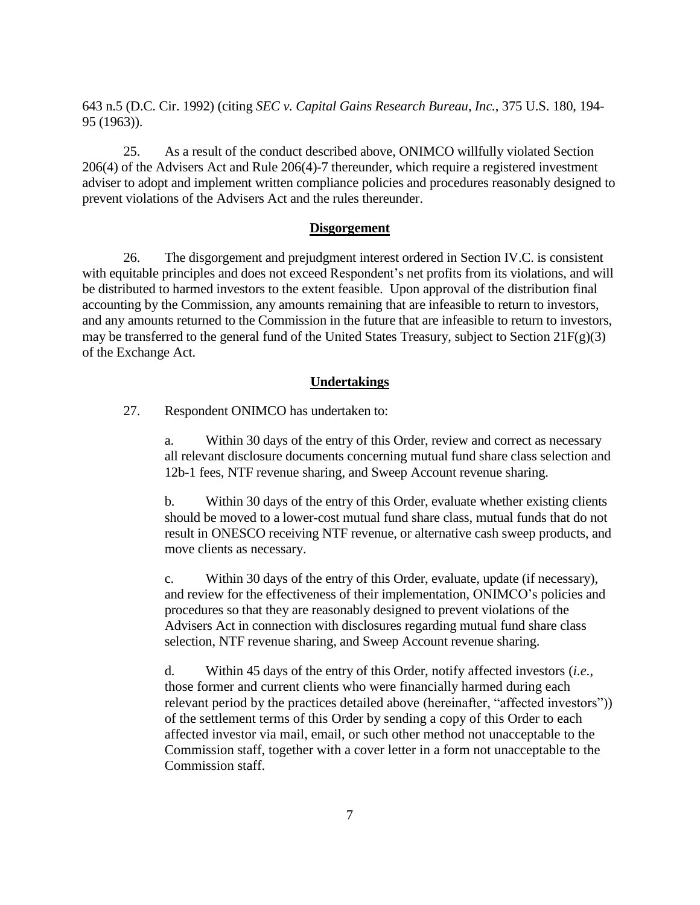643 n.5 (D.C. Cir. 1992) (citing *SEC v. Capital Gains Research Bureau, Inc.*, 375 U.S. 180, 194-95 (1963)).

25. As a result of the conduct described above, ONIMCO willfully violated Section 206(4) of the Advisers Act and Rule 206(4)-7 thereunder, which require a registered investment adviser to adopt and implement written compliance policies and procedures reasonably designed to prevent violations of the Advisers Act and the rules thereunder.

**Disgorgement**

26. The disgorgement and prejudgment interest ordered in Section IV.C. is consistent with equitable principles and does not exceed Respondent's net profits from its violations, and will be distributed to harmed investors to the extent feasible. Upon approval of the distribution final accounting by the Commission, any amounts remaining that are infeasible to return to investors, and any amounts returned to the Commission in the future that are infeasible to return to investors, may be transferred to the general fund of the United States Treasury, subject to Section 21F(g)(3) of the Exchange Act.

**Undertakings**

27. Respondent ONIMCO has undertaken to:

a. Within 30 days of the entry of this Order, review and correct as necessary all relevant disclosure documents concerning mutual fund share class selection and 12b-1 fees, NTF revenue sharing, and Sweep Account revenue sharing.

b. Within 30 days of the entry of this Order, evaluate whether existing clients should be moved to a lower-cost mutual fund share class, mutual funds that do not result in ONESCO receiving NTF revenue, or alternative cash sweep products, and move clients as necessary.

c. Within 30 days of the entry of this Order, evaluate, update (if necessary), and review for the effectiveness of their implementation, ONIMCO's policies and procedures so that they are reasonably designed to prevent violations of the Advisers Act in connection with disclosures regarding mutual fund share class selection, NTF revenue sharing, and Sweep Account revenue sharing.

d. Within 45 days of the entry of this Order, notify affected investors (*i.e.*, those former and current clients who were financially harmed during each relevant period by the practices detailed above (hereinafter, "affected investors")) of the settlement terms of this Order by sending a copy of this Order to each affected investor via mail, email, or such other method not unacceptable to the Commission staff, together with a cover letter in a form not unacceptable to the Commission staff.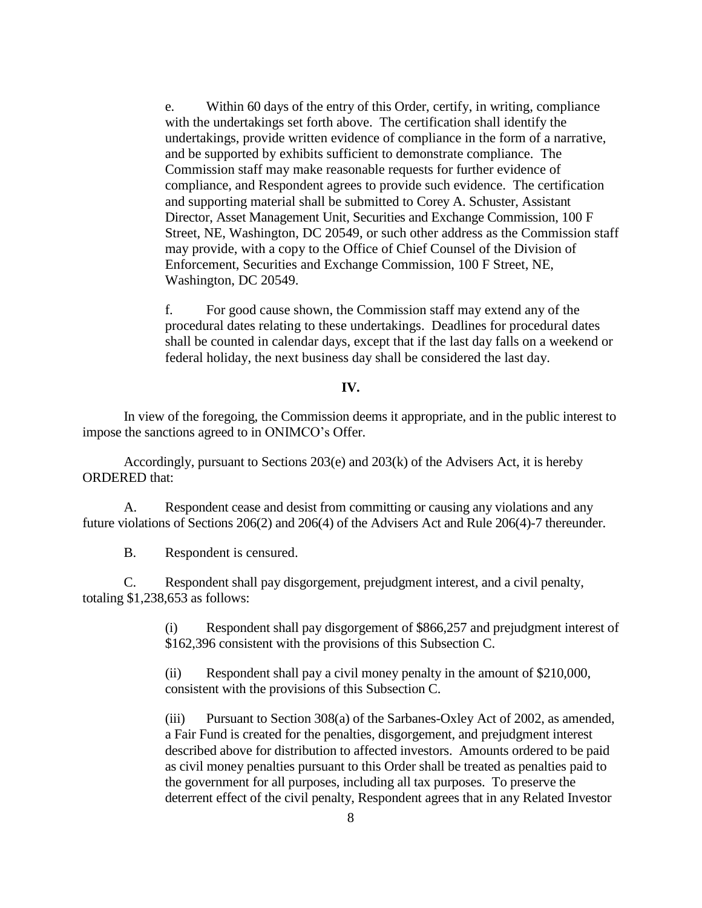e. Within 60 days of the entry of this Order, certify, in writing, compliance with the undertakings set forth above. The certification shall identify the undertakings, provide written evidence of compliance in the form of a narrative, and be supported by exhibits sufficient to demonstrate compliance. The Commission staff may make reasonable requests for further evidence of compliance, and Respondent agrees to provide such evidence. The certification and supporting material shall be submitted to Corey A. Schuster, Assistant Director, Asset Management Unit, Securities and Exchange Commission, 100 F Street, NE, Washington, DC 20549, or such other address as the Commission staff may provide, with a copy to the Office of Chief Counsel of the Division of Enforcement, Securities and Exchange Commission, 100 F Street, NE, Washington, DC 20549.

f. For good cause shown, the Commission staff may extend any of the procedural dates relating to these undertakings. Deadlines for procedural dates shall be counted in calendar days, except that if the last day falls on a weekend or federal holiday, the next business day shall be considered the last day.

**IV.**

In view of the foregoing, the Commission deems it appropriate, and in the public interest to impose the sanctions agreed to in ONIMCO's Offer.

Accordingly, pursuant to Sections 203(e) and 203(k) of the Advisers Act, it is hereby ORDERED that:

A. Respondent cease and desist from committing or causing any violations and any future violations of Sections 206(2) and 206(4) of the Advisers Act and Rule 206(4)-7 thereunder.

B. Respondent is censured.

C. Respondent shall pay disgorgement, prejudgment interest, and a civil penalty, totaling $1,238,653 as follows:

(i) Respondent shall pay disgorgement of $866,257 and prejudgment interest of $162,396 consistent with the provisions of this Subsection C.

(ii) Respondent shall pay a civil money penalty in the amount of $210,000, consistent with the provisions of this Subsection C.

(iii) Pursuant to Section 308(a) of the Sarbanes-Oxley Act of 2002, as amended, a Fair Fund is created for the penalties, disgorgement, and prejudgment interest described above for distribution to affected investors. Amounts ordered to be paid as civil money penalties pursuant to this Order shall be treated as penalties paid to the government for all purposes, including all tax purposes. To preserve the deterrent effect of the civil penalty, Respondent agrees that in any Related Investor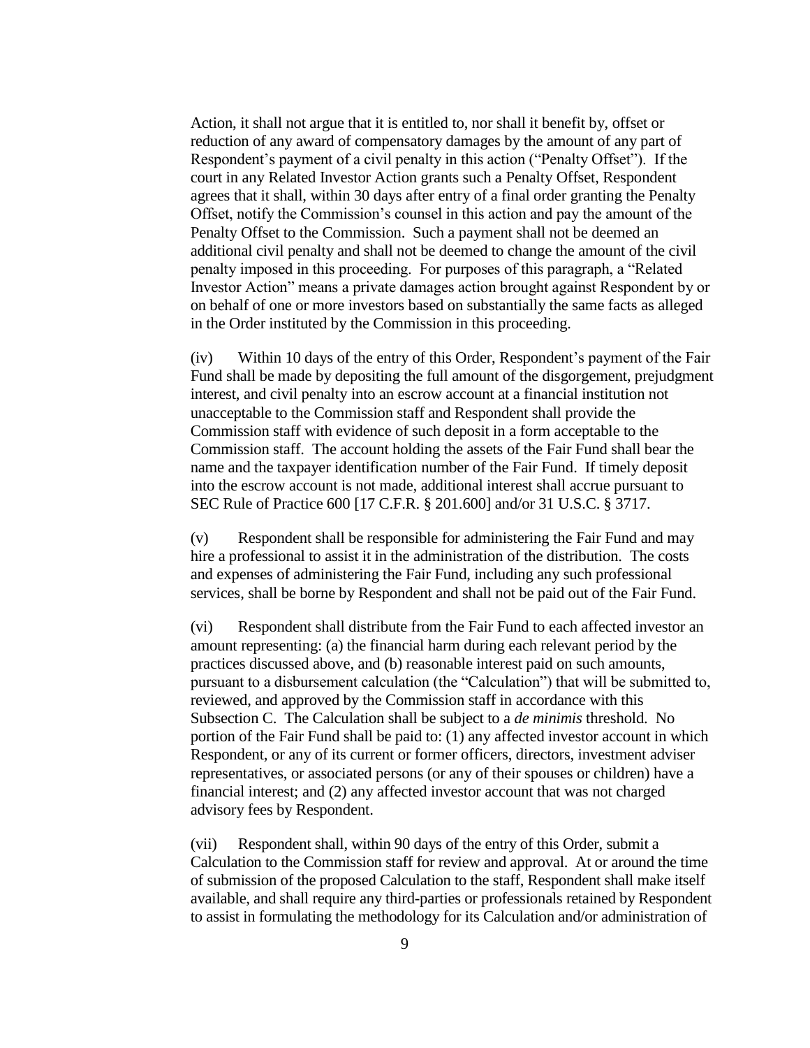Action, it shall not argue that it is entitled to, nor shall it benefit by, offset or reduction of any award of compensatory damages by the amount of any part of Respondent's payment of a civil penalty in this action ("Penalty Offset"). If the court in any Related Investor Action grants such a Penalty Offset, Respondent agrees that it shall, within 30 days after entry of a final order granting the Penalty Offset, notify the Commission's counsel in this action and pay the amount of the Penalty Offset to the Commission. Such a payment shall not be deemed an additional civil penalty and shall not be deemed to change the amount of the civil penalty imposed in this proceeding. For purposes of this paragraph, a "Related Investor Action" means a private damages action brought against Respondent by or on behalf of one or more investors based on substantially the same facts as alleged in the Order instituted by the Commission in this proceeding.

(iv) Within 10 days of the entry of this Order, Respondent's payment of the Fair Fund shall be made by depositing the full amount of the disgorgement, prejudgment interest, and civil penalty into an escrow account at a financial institution not unacceptable to the Commission staff and Respondent shall provide the Commission staff with evidence of such deposit in a form acceptable to the Commission staff. The account holding the assets of the Fair Fund shall bear the name and the taxpayer identification number of the Fair Fund. If timely deposit into the escrow account is not made, additional interest shall accrue pursuant to SEC Rule of Practice 600 [17 C.F.R. § 201.600] and/or 31 U.S.C. § 3717.

(v) Respondent shall be responsible for administering the Fair Fund and may hire a professional to assist it in the administration of the distribution. The costs and expenses of administering the Fair Fund, including any such professional services, shall be borne by Respondent and shall not be paid out of the Fair Fund.

(vi) Respondent shall distribute from the Fair Fund to each affected investor an amount representing: (a) the financial harm during each relevant period by the practices discussed above, and (b) reasonable interest paid on such amounts, pursuant to a disbursement calculation (the "Calculation") that will be submitted to, reviewed, and approved by the Commission staff in accordance with this Subsection C. The Calculation shall be subject to a *de minimis* threshold. No portion of the Fair Fund shall be paid to: (1) any affected investor account in which Respondent, or any of its current or former officers, directors, investment adviser representatives, or associated persons (or any of their spouses or children) have a financial interest; and (2) any affected investor account that was not charged advisory fees by Respondent.

(vii) Respondent shall, within 90 days of the entry of this Order, submit a Calculation to the Commission staff for review and approval. At or around the time of submission of the proposed Calculation to the staff, Respondent shall make itself available, and shall require any third-parties or professionals retained by Respondent to assist in formulating the methodology for its Calculation and/or administration of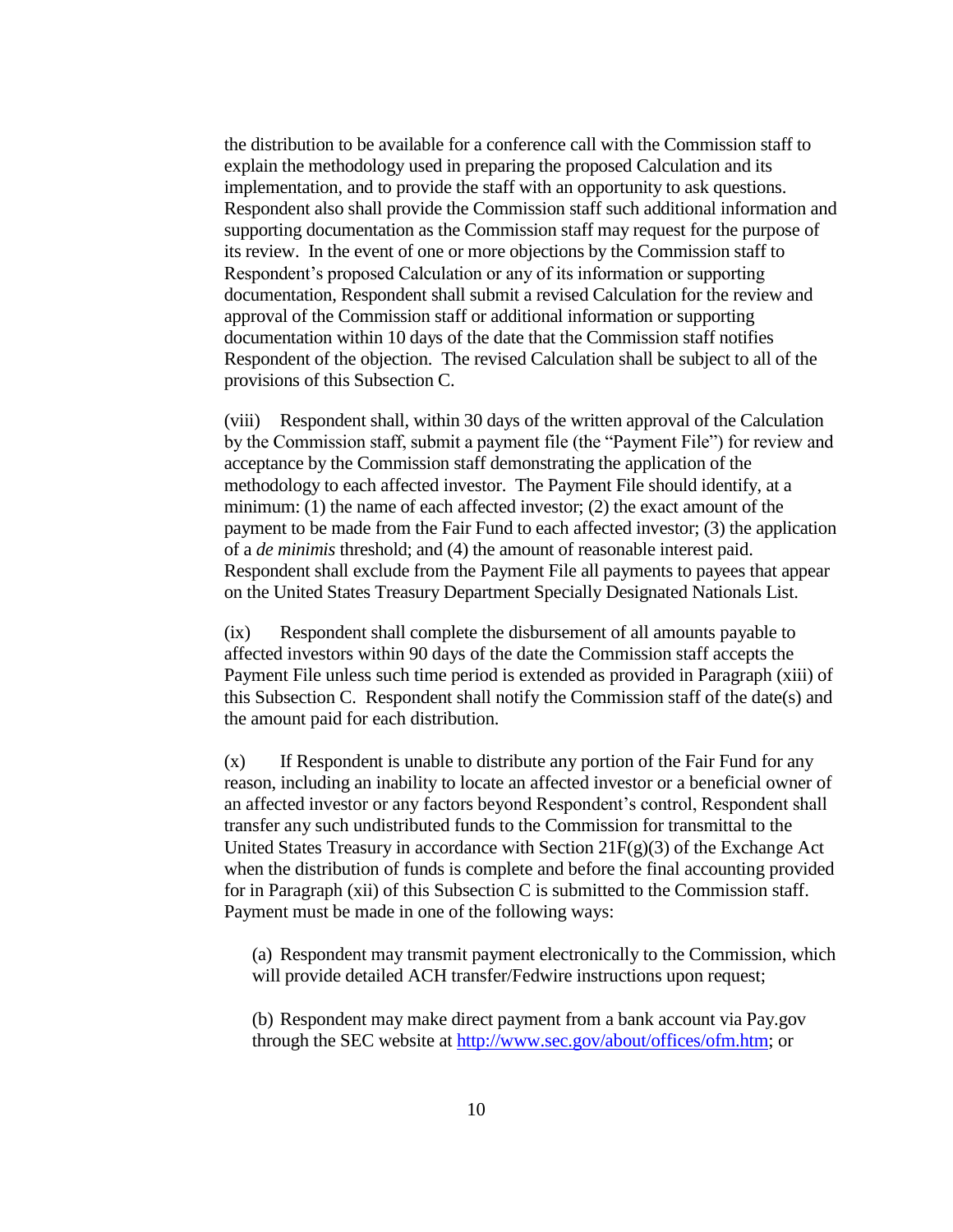the distribution to be available for a conference call with the Commission staff to explain the methodology used in preparing the proposed Calculation and its implementation, and to provide the staff with an opportunity to ask questions. Respondent also shall provide the Commission staff such additional information and supporting documentation as the Commission staff may request for the purpose of its review. In the event of one or more objections by the Commission staff to Respondent's proposed Calculation or any of its information or supporting documentation, Respondent shall submit a revised Calculation for the review and approval of the Commission staff or additional information or supporting documentation within 10 days of the date that the Commission staff notifies Respondent of the objection. The revised Calculation shall be subject to all of the provisions of this Subsection C.

(viii) Respondent shall, within 30 days of the written approval of the Calculation by the Commission staff, submit a payment file (the "Payment File") for review and acceptance by the Commission staff demonstrating the application of the methodology to each affected investor. The Payment File should identify, at a minimum: (1) the name of each affected investor; (2) the exact amount of the payment to be made from the Fair Fund to each affected investor; (3) the application of a *de minimis* threshold; and (4) the amount of reasonable interest paid. Respondent shall exclude from the Payment File all payments to payees that appear on the United States Treasury Department Specially Designated Nationals List.

(ix) Respondent shall complete the disbursement of all amounts payable to affected investors within 90 days of the date the Commission staff accepts the Payment File unless such time period is extended as provided in Paragraph (xiii) of this Subsection C. Respondent shall notify the Commission staff of the date(s) and the amount paid for each distribution.

(x) If Respondent is unable to distribute any portion of the Fair Fund for any reason, including an inability to locate an affected investor or a beneficial owner of an affected investor or any factors beyond Respondent's control, Respondent shall transfer any such undistributed funds to the Commission for transmittal to the United States Treasury in accordance with Section 21F(g)(3) of the Exchange Act when the distribution of funds is complete and before the final accounting provided for in Paragraph (xii) of this Subsection C is submitted to the Commission staff. Payment must be made in one of the following ways:

(a) Respondent may transmit payment electronically to the Commission, which will provide detailed ACH transfer/Fedwire instructions upon request;

(b) Respondent may make direct payment from a bank account via Pay.gov through the SEC website at http://www.sec.gov/about/offices/ofm.htm; or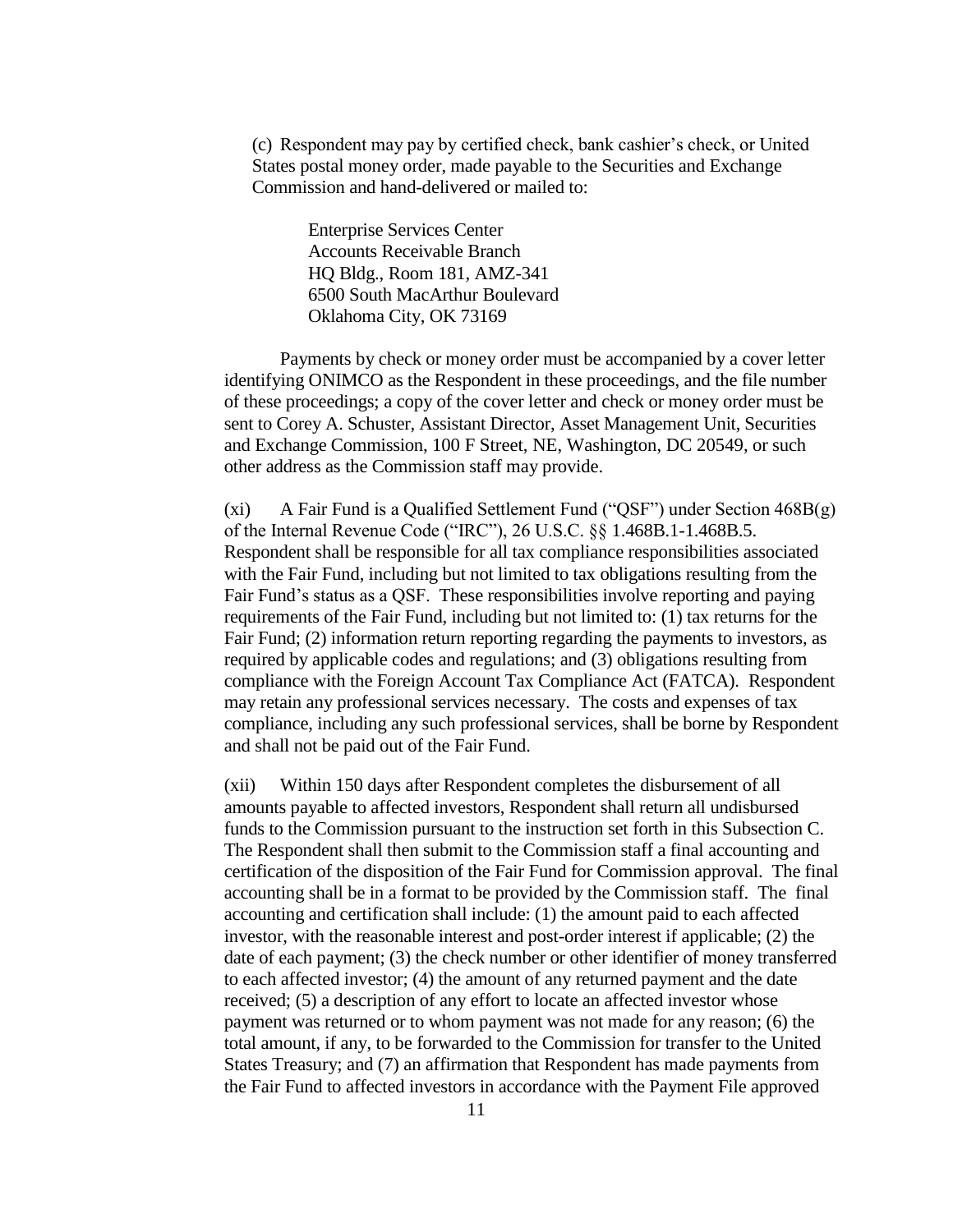(c) Respondent may pay by certified check, bank cashier's check, or United States postal money order, made payable to the Securities and Exchange Commission and hand-delivered or mailed to:

> Enterprise Services Center
> Accounts Receivable Branch
> HQ Bldg., Room 181, AMZ-341
> 6500 South MacArthur Boulevard
> Oklahoma City, OK 73169

Payments by check or money order must be accompanied by a cover letter identifying ONIMCO as the Respondent in these proceedings, and the file number of these proceedings; a copy of the cover letter and check or money order must be sent to Corey A. Schuster, Assistant Director, Asset Management Unit, Securities and Exchange Commission, 100 F Street, NE, Washington, DC 20549, or such other address as the Commission staff may provide.

(xi) A Fair Fund is a Qualified Settlement Fund ("QSF") under Section 468B(g) of the Internal Revenue Code ("IRC"), 26 U.S.C. §§ 1.468B.1-1.468B.5. Respondent shall be responsible for all tax compliance responsibilities associated with the Fair Fund, including but not limited to tax obligations resulting from the Fair Fund's status as a QSF. These responsibilities involve reporting and paying requirements of the Fair Fund, including but not limited to: (1) tax returns for the Fair Fund; (2) information return reporting regarding the payments to investors, as required by applicable codes and regulations; and (3) obligations resulting from compliance with the Foreign Account Tax Compliance Act (FATCA). Respondent may retain any professional services necessary. The costs and expenses of tax compliance, including any such professional services, shall be borne by Respondent and shall not be paid out of the Fair Fund.

(xii) Within 150 days after Respondent completes the disbursement of all amounts payable to affected investors, Respondent shall return all undisbursed funds to the Commission pursuant to the instruction set forth in this Subsection C. The Respondent shall then submit to the Commission staff a final accounting and certification of the disposition of the Fair Fund for Commission approval. The final accounting shall be in a format to be provided by the Commission staff. The final accounting and certification shall include: (1) the amount paid to each affected investor, with the reasonable interest and post-order interest if applicable; (2) the date of each payment; (3) the check number or other identifier of money transferred to each affected investor; (4) the amount of any returned payment and the date received; (5) a description of any effort to locate an affected investor whose payment was returned or to whom payment was not made for any reason; (6) the total amount, if any, to be forwarded to the Commission for transfer to the United States Treasury; and (7) an affirmation that Respondent has made payments from the Fair Fund to affected investors in accordance with the Payment File approved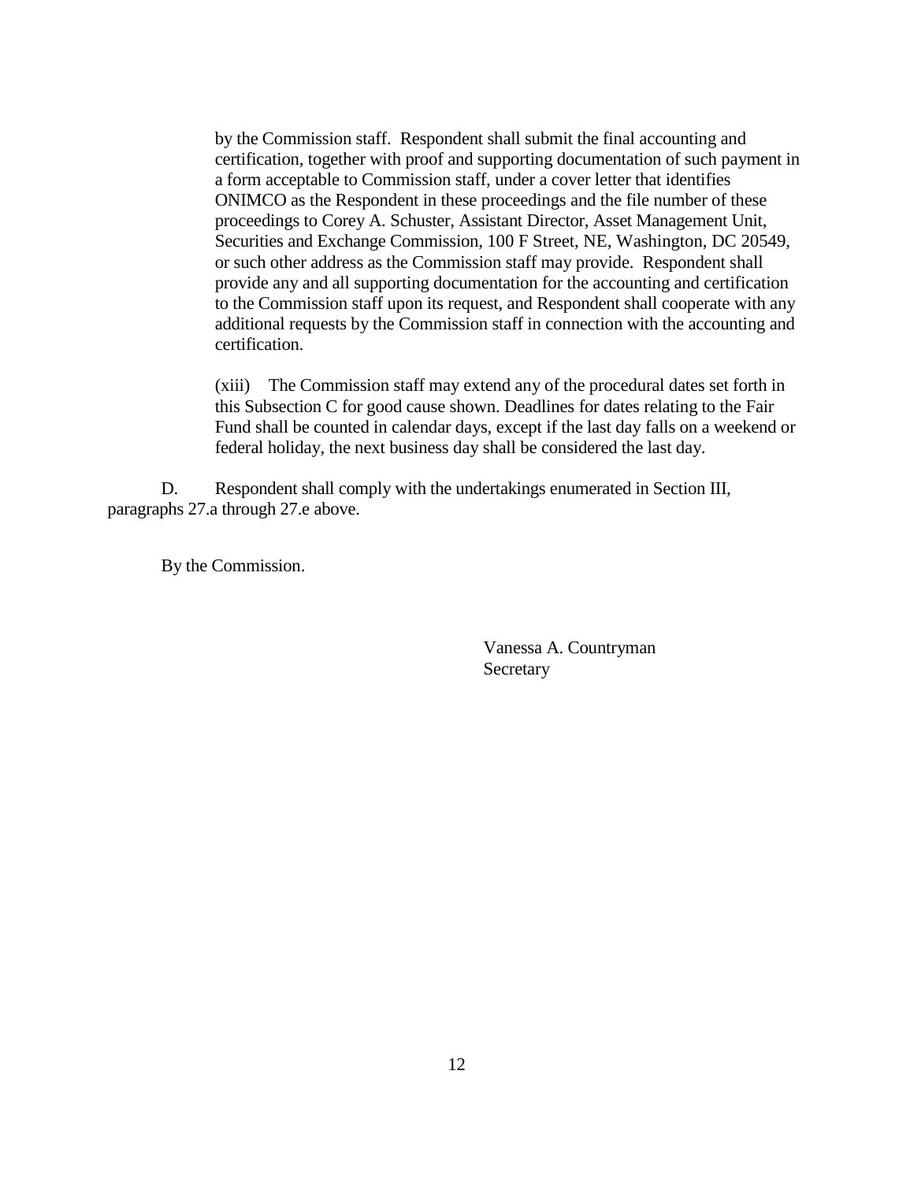by the Commission staff. Respondent shall submit the final accounting and certification, together with proof and supporting documentation of such payment in a form acceptable to Commission staff, under a cover letter that identifies ONIMCO as the Respondent in these proceedings and the file number of these proceedings to Corey A. Schuster, Assistant Director, Asset Management Unit, Securities and Exchange Commission, 100 F Street, NE, Washington, DC 20549, or such other address as the Commission staff may provide. Respondent shall provide any and all supporting documentation for the accounting and certification to the Commission staff upon its request, and Respondent shall cooperate with any additional requests by the Commission staff in connection with the accounting and certification.

(xiii) The Commission staff may extend any of the procedural dates set forth in this Subsection C for good cause shown. Deadlines for dates relating to the Fair Fund shall be counted in calendar days, except if the last day falls on a weekend or federal holiday, the next business day shall be considered the last day.

D. Respondent shall comply with the undertakings enumerated in Section III, paragraphs 27.a through 27.e above.

By the Commission.

Vanessa A. Countryman
Secretary